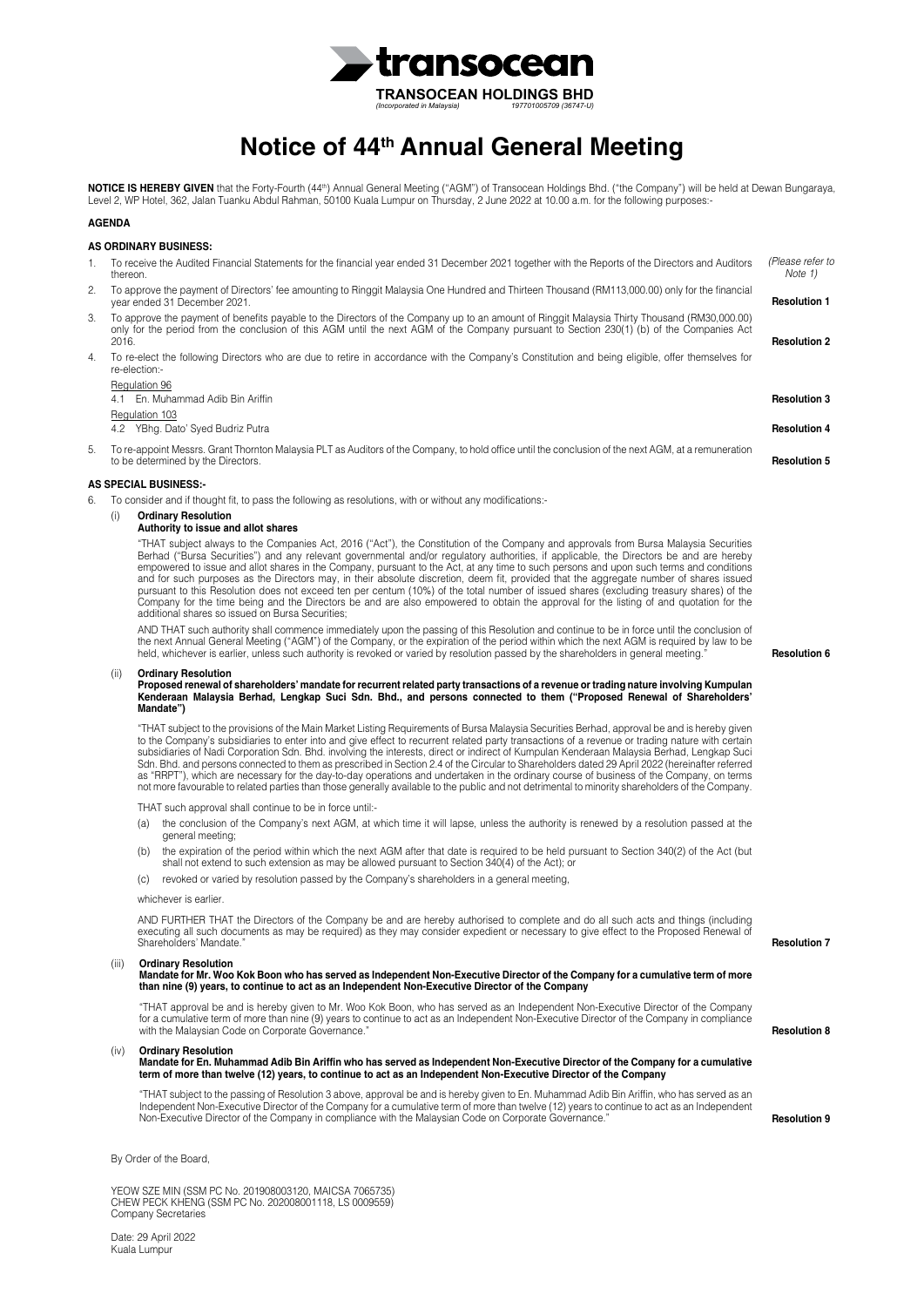transocean

**TRANSOCEAN HOLDINGS BHD**
*(Incorporated in Malaysia) 197701005709 (36747-U)*

# Notice of 44th Annual General Meeting

**NOTICE IS HEREBY GIVEN** that the Forty-Fourth (44th) Annual General Meeting ("AGM") of Transocean Holdings Bhd. ("the Company") will be held at Dewan Bungaraya, Level 2, WP Hotel, 362, Jalan Tuanku Abdul Rahman, 50100 Kuala Lumpur on Thursday, 2 June 2022 at 10.00 a.m. for the following purposes:-

**AGENDA**

**AS ORDINARY BUSINESS:**

1. To receive the Audited Financial Statements for the financial year ended 31 December 2021 together with the Reports of the Directors and Auditors thereon. *(Please refer to Note 1)*

2. To approve the payment of Directors' fee amounting to Ringgit Malaysia One Hundred and Thirteen Thousand (RM113,000.00) only for the financial year ended 31 December 2021. **Resolution 1**

3. To approve the payment of benefits payable to the Directors of the Company up to an amount of Ringgit Malaysia Thirty Thousand (RM30,000.00) only for the period from the conclusion of this AGM until the next AGM of the Company pursuant to Section 230(1) (b) of the Companies Act 2016. **Resolution 2**

4. To re-elect the following Directors who are due to retire in accordance with the Company's Constitution and being eligible, offer themselves for re-election:-

   Regulation 96
   4.1 En. Muhammad Adib Bin Ariffin **Resolution 3**

   Regulation 103
   4.2 YBhg. Dato' Syed Budriz Putra **Resolution 4**

5. To re-appoint Messrs. Grant Thornton Malaysia PLT as Auditors of the Company, to hold office until the conclusion of the next AGM, at a remuneration to be determined by the Directors. **Resolution 5**

**AS SPECIAL BUSINESS:-**

6. To consider and if thought fit, to pass the following as resolutions, with or without any modifications:-

   (i) **Ordinary Resolution**
   **Authority to issue and allot shares**

   "THAT subject always to the Companies Act, 2016 ("Act"), the Constitution of the Company and approvals from Bursa Malaysia Securities Berhad ("Bursa Securities") and any relevant governmental and/or regulatory authorities, if applicable, the Directors be and are hereby empowered to issue and allot shares in the Company, pursuant to the Act, at any time to such persons and upon such terms and conditions and for such purposes as the Directors may, in their absolute discretion, deem fit, provided that the aggregate number of shares issued pursuant to this Resolution does not exceed ten per centum (10%) of the total number of issued shares (excluding treasury shares) of the Company for the time being and the Directors be and are also empowered to obtain the approval for the listing of and quotation for the additional shares so issued on Bursa Securities;

   AND THAT such authority shall commence immediately upon the passing of this Resolution and continue to be in force until the conclusion of the next Annual General Meeting ("AGM") of the Company, or the expiration of the period within which the next AGM is required by law to be held, whichever is earlier, unless such authority is revoked or varied by resolution passed by the shareholders in general meeting." **Resolution 6**

   (ii) **Ordinary Resolution**
   **Proposed renewal of shareholders' mandate for recurrent related party transactions of a revenue or trading nature involving Kumpulan Kenderaan Malaysia Berhad, Lengkap Suci Sdn. Bhd., and persons connected to them ("Proposed Renewal of Shareholders' Mandate")**

   "THAT subject to the provisions of the Main Market Listing Requirements of Bursa Malaysia Securities Berhad, approval be and is hereby given to the Company's subsidiaries to enter into and give effect to recurrent related party transactions of a revenue or trading nature with certain subsidiaries of Nadi Corporation Sdn. Bhd. involving the interests, direct or indirect of Kumpulan Kenderaan Malaysia Berhad, Lengkap Suci Sdn. Bhd. and persons connected to them as prescribed in Section 2.4 of the Circular to Shareholders dated 29 April 2022 (hereinafter referred as "RRPT"), which are necessary for the day-to-day operations and undertaken in the ordinary course of business of the Company, on terms not more favourable to related parties than those generally available to the public and not detrimental to minority shareholders of the Company.

   THAT such approval shall continue to be in force until:-

   (a) the conclusion of the Company's next AGM, at which time it will lapse, unless the authority is renewed by a resolution passed at the general meeting;
   (b) the expiration of the period within which the next AGM after that date is required to be held pursuant to Section 340(2) of the Act (but shall not extend to such extension as may be allowed pursuant to Section 340(4) of the Act); or
   (c) revoked or varied by resolution passed by the Company's shareholders in a general meeting,

   whichever is earlier.

   AND FURTHER THAT the Directors of the Company be and are hereby authorised to complete and do all such acts and things (including executing all such documents as may be required) as they may consider expedient or necessary to give effect to the Proposed Renewal of Shareholders' Mandate." **Resolution 7**

   (iii) **Ordinary Resolution**
   **Mandate for Mr. Woo Kok Boon who has served as Independent Non-Executive Director of the Company for a cumulative term of more than nine (9) years, to continue to act as an Independent Non-Executive Director of the Company**

   "THAT approval be and is hereby given to Mr. Woo Kok Boon, who has served as an Independent Non-Executive Director of the Company for a cumulative term of more than nine (9) years to continue to act as an Independent Non-Executive Director of the Company in compliance with the Malaysian Code on Corporate Governance." **Resolution 8**

   (iv) **Ordinary Resolution**
   **Mandate for En. Muhammad Adib Bin Ariffin who has served as Independent Non-Executive Director of the Company for a cumulative term of more than twelve (12) years, to continue to act as an Independent Non-Executive Director of the Company**

   "THAT subject to the passing of Resolution 3 above, approval be and is hereby given to En. Muhammad Adib Bin Ariffin, who has served as an Independent Non-Executive Director of the Company for a cumulative term of more than twelve (12) years to continue to act as an Independent Non-Executive Director of the Company in compliance with the Malaysian Code on Corporate Governance." **Resolution 9**

By Order of the Board,

YEOW SZE MIN (SSM PC No. 201908003120, MAICSA 7065735)
CHEW PECK KHENG (SSM PC No. 202008001118, LS 0009559)
Company Secretaries

Date: 29 April 2022
Kuala Lumpur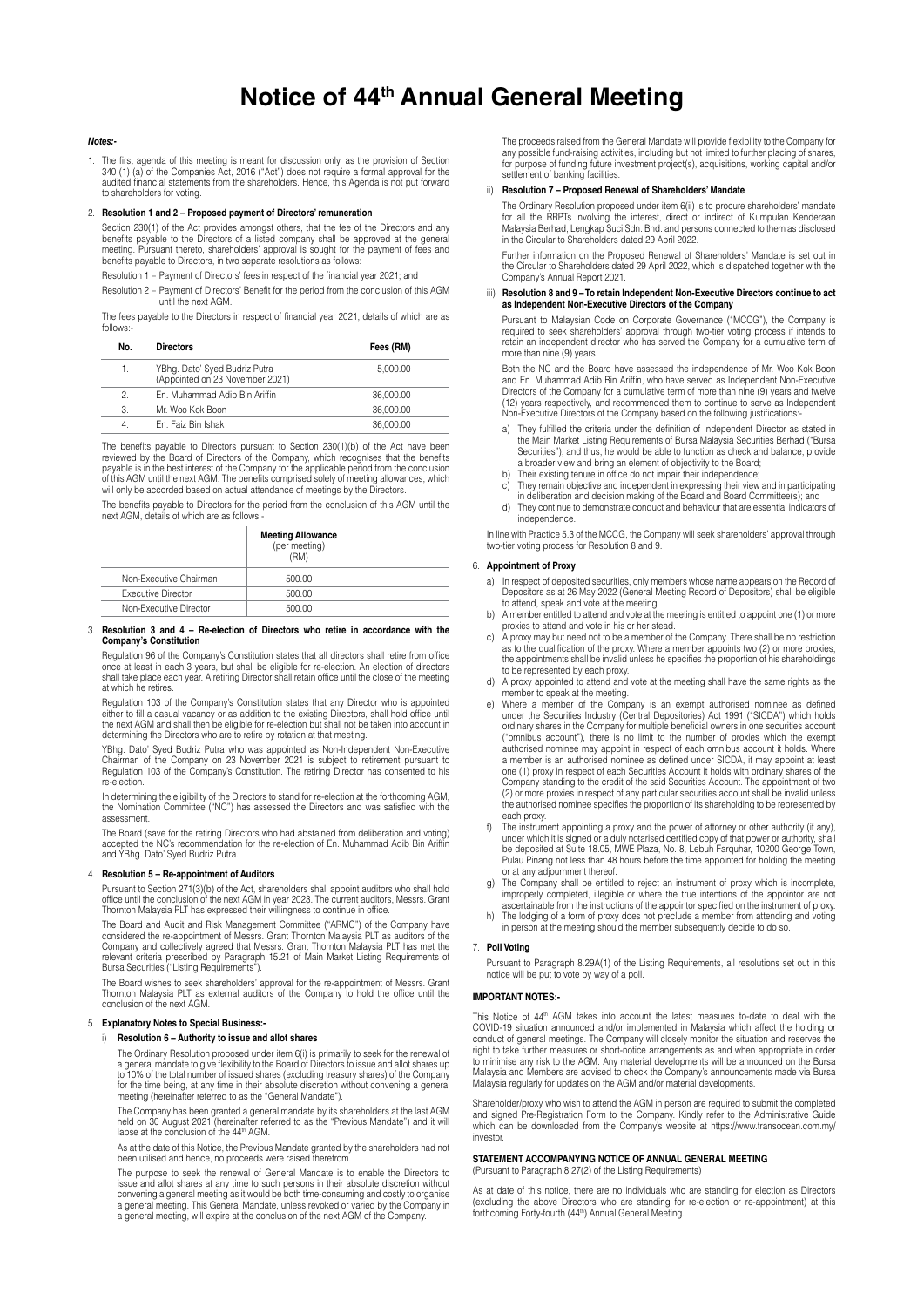# Notice of 44th Annual General Meeting

***Notes:-***

1. The first agenda of this meeting is meant for discussion only, as the provision of Section 340 (1) (a) of the Companies Act, 2016 ("Act") does not require a formal approval for the audited financial statements from the shareholders. Hence, this Agenda is not put forward to shareholders for voting.

2. **Resolution 1 and 2 – Proposed payment of Directors' remuneration**

   Section 230(1) of the Act provides amongst others, that the fee of the Directors and any benefits payable to the Directors of a listed company shall be approved at the general meeting. Pursuant thereto, shareholders' approval is sought for the payment of fees and benefits payable to Directors, in two separate resolutions as follows:

   Resolution 1 – Payment of Directors' fees in respect of the financial year 2021; and

   Resolution 2 – Payment of Directors' Benefit for the period from the conclusion of this AGM until the next AGM.

   The fees payable to the Directors in respect of financial year 2021, details of which are as follows:-

| No. | Directors | Fees (RM) |
|---|---|---|
| 1. | YBhg. Dato' Syed Budriz Putra (Appointed on 23 November 2021) | 5,000.00 |
| 2. | En. Muhammad Adib Bin Ariffin | 36,000.00 |
| 3. | Mr. Woo Kok Boon | 36,000.00 |
| 4. | En. Faiz Bin Ishak | 36,000.00 |

   The benefits payable to Directors pursuant to Section 230(1)(b) of the Act have been reviewed by the Board of Directors of the Company, which recognises that the benefits payable is in the best interest of the Company for the applicable period from the conclusion of this AGM until the next AGM. The benefits comprised solely of meeting allowances, which will only be accorded based on actual attendance of meetings by the Directors.

   The benefits payable to Directors for the period from the conclusion of this AGM until the next AGM, details of which are as follows:-

| | Meeting Allowance (per meeting) (RM) |
|---|---|
| Non-Executive Chairman | 500.00 |
| Executive Director | 500.00 |
| Non-Executive Director | 500.00 |

3. **Resolution 3 and 4 – Re-election of Directors who retire in accordance with the Company's Constitution**

   Regulation 96 of the Company's Constitution states that all directors shall retire from office once at least in each 3 years, but shall be eligible for re-election. An election of directors shall take place each year. A retiring Director shall retain office until the close of the meeting at which he retires.

   Regulation 103 of the Company's Constitution states that any Director who is appointed either to fill a casual vacancy or as addition to the existing Directors, shall hold office until the next AGM and shall then be eligible for re-election but shall not be taken into account in determining the Directors who are to retire by rotation at that meeting.

   YBhg. Dato' Syed Budriz Putra who was appointed as Non-Independent Non-Executive Chairman of the Company on 23 November 2021 is subject to retirement pursuant to Regulation 103 of the Company's Constitution. The retiring Director has consented to his re-election.

   In determining the eligibility of the Directors to stand for re-election at the forthcoming AGM, the Nomination Committee ("NC") has assessed the Directors and was satisfied with the assessment.

   The Board (save for the retiring Directors who had abstained from deliberation and voting) accepted the NC's recommendation for the re-election of En. Muhammad Adib Bin Ariffin and YBhg. Dato' Syed Budriz Putra.

4. **Resolution 5 – Re-appointment of Auditors**

   Pursuant to Section 271(3)(b) of the Act, shareholders shall appoint auditors who shall hold office until the conclusion of the next AGM in year 2023. The current auditors, Messrs. Grant Thornton Malaysia PLT has expressed their willingness to continue in office.

   The Board and Audit and Risk Management Committee ("ARMC") of the Company have considered the re-appointment of Messrs. Grant Thornton Malaysia PLT as auditors of the Company and collectively agreed that Messrs. Grant Thornton Malaysia PLT has met the relevant criteria prescribed by Paragraph 15.21 of Main Market Listing Requirements of Bursa Securities ("Listing Requirements").

   The Board wishes to seek shareholders' approval for the re-appointment of Messrs. Grant Thornton Malaysia PLT as external auditors of the Company to hold the office until the conclusion of the next AGM.

5. **Explanatory Notes to Special Business:-**

   i) **Resolution 6 – Authority to issue and allot shares**

   The Ordinary Resolution proposed under item 6(i) is primarily to seek for the renewal of a general mandate to give flexibility to the Board of Directors to issue and allot shares up to 10% of the total number of issued shares (excluding treasury shares) of the Company for the time being, at any time in their absolute discretion without convening a general meeting (hereinafter referred to as the "General Mandate").

   The Company has been granted a general mandate by its shareholders at the last AGM held on 30 August 2021 (hereinafter referred to as the "Previous Mandate") and it will lapse at the conclusion of the 44th AGM.

   As at the date of this Notice, the Previous Mandate granted by the shareholders had not been utilised and hence, no proceeds were raised therefrom.

   The purpose to seek the renewal of General Mandate is to enable the Directors to issue and allot shares at any time to such persons in their absolute discretion without convening a general meeting as it would be both time-consuming and costly to organise a general meeting. This General Mandate, unless revoked or varied by the Company in a general meeting, will expire at the conclusion of the next AGM of the Company.

   The proceeds raised from the General Mandate will provide flexibility to the Company for any possible fund-raising activities, including but not limited to further placing of shares, for purpose of funding future investment project(s), acquisitions, working capital and/or settlement of banking facilities.

   ii) **Resolution 7 – Proposed Renewal of Shareholders' Mandate**

   The Ordinary Resolution proposed under item 6(ii) is to procure shareholders' mandate for all the RRPTs involving the interest, direct or indirect of Kumpulan Kenderaan Malaysia Berhad, Lengkap Suci Sdn. Bhd. and persons connected to them as disclosed in the Circular to Shareholders dated 29 April 2022.

   Further information on the Proposed Renewal of Shareholders' Mandate is set out in the Circular to Shareholders dated 29 April 2022, which is dispatched together with the Company's Annual Report 2021.

   iii) **Resolution 8 and 9 – To retain Independent Non-Executive Directors continue to act as Independent Non-Executive Directors of the Company**

   Pursuant to Malaysian Code on Corporate Governance ("MCCG"), the Company is required to seek shareholders' approval through two-tier voting process if intends to retain an independent director who has served the Company for a cumulative term of more than nine (9) years.

   Both the NC and the Board have assessed the independence of Mr. Woo Kok Boon and En. Muhammad Adib Bin Ariffin, who have served as Independent Non-Executive Directors of the Company for a cumulative term of more than nine (9) years and twelve (12) years respectively, and recommended them to continue to serve as Independent Non-Executive Directors of the Company based on the following justifications:-

   a) They fulfilled the criteria under the definition of Independent Director as stated in the Main Market Listing Requirements of Bursa Malaysia Securities Berhad ("Bursa Securities"), and thus, he would be able to function as check and balance, provide a broader view and bring an element of objectivity to the Board;
   b) Their existing tenure in office do not impair their independence;
   c) They remain objective and independent in expressing their view and in participating in deliberation and decision making of the Board and Board Committee(s); and
   d) They continue to demonstrate conduct and behaviour that are essential indicators of independence.

   In line with Practice 5.3 of the MCCG, the Company will seek shareholders' approval through two-tier voting process for Resolution 8 and 9.

6. **Appointment of Proxy**

   a) In respect of deposited securities, only members whose name appears on the Record of Depositors as at 26 May 2022 (General Meeting Record of Depositors) shall be eligible to attend, speak and vote at the meeting.
   b) A member entitled to attend and vote at the meeting is entitled to appoint one (1) or more proxies to attend and vote in his or her stead.
   c) A proxy may but need not to be a member of the Company. There shall be no restriction as to the qualification of the proxy. Where a member appoints two (2) or more proxies, the appointments shall be invalid unless he specifies the proportion of his shareholdings to be represented by each proxy.
   d) A proxy appointed to attend and vote at the meeting shall have the same rights as the member to speak at the meeting.
   e) Where a member of the Company is an exempt authorised nominee as defined under the Securities Industry (Central Depositories) Act 1991 ("SICDA") which holds ordinary shares in the Company for multiple beneficial owners in one securities account ("omnibus account"), there is no limit to the number of proxies which the exempt authorised nominee may appoint in respect of each omnibus account it holds. Where a member is an authorised nominee as defined under SICDA, it may appoint at least one (1) proxy in respect of each Securities Account it holds with ordinary shares of the Company standing to the credit of the said Securities Account. The appointment of two (2) or more proxies in respect of any particular securities account shall be invalid unless the authorised nominee specifies the proportion of its shareholding to be represented by each proxy.
   f) The instrument appointing a proxy and the power of attorney or other authority (if any), under which it is signed or a duly notarised certified copy of that power or authority, shall be deposited at Suite 18.05, MWE Plaza, No. 8, Lebuh Farquhar, 10200 George Town, Pulau Pinang not less than 48 hours before the time appointed for holding the meeting or at any adjournment thereof.
   g) The Company shall be entitled to reject an instrument of proxy which is incomplete, improperly completed, illegible or where the true intentions of the appointor are not ascertainable from the instructions of the appointor specified on the instrument of proxy.
   h) The lodging of a form of proxy does not preclude a member from attending and voting in person at the meeting should the member subsequently decide to do so.

7. **Poll Voting**

   Pursuant to Paragraph 8.29A(1) of the Listing Requirements, all resolutions set out in this notice will be put to vote by way of a poll.

**IMPORTANT NOTES:-**

This Notice of 44th AGM takes into account the latest measures to-date to deal with the COVID-19 situation announced and/or implemented in Malaysia which affect the holding or conduct of general meetings. The Company will closely monitor the situation and reserves the right to take further measures or short-notice arrangements as and when appropriate in order to minimise any risk to the AGM. Any material developments will be announced on the Bursa Malaysia and Members are advised to check the Company's announcements made via Bursa Malaysia regularly for updates on the AGM and/or material developments.

Shareholder/proxy who wish to attend the AGM in person are required to submit the completed and signed Pre-Registration Form to the Company. Kindly refer to the Administrative Guide which can be downloaded from the Company's website at https://www.transocean.com.my/investor.

**STATEMENT ACCOMPANYING NOTICE OF ANNUAL GENERAL MEETING**
(Pursuant to Paragraph 8.27(2) of the Listing Requirements)

As at date of this notice, there are no individuals who are standing for election as Directors (excluding the above Directors who are standing for re-election or re-appointment) at this forthcoming Forty-fourth (44th) Annual General Meeting.